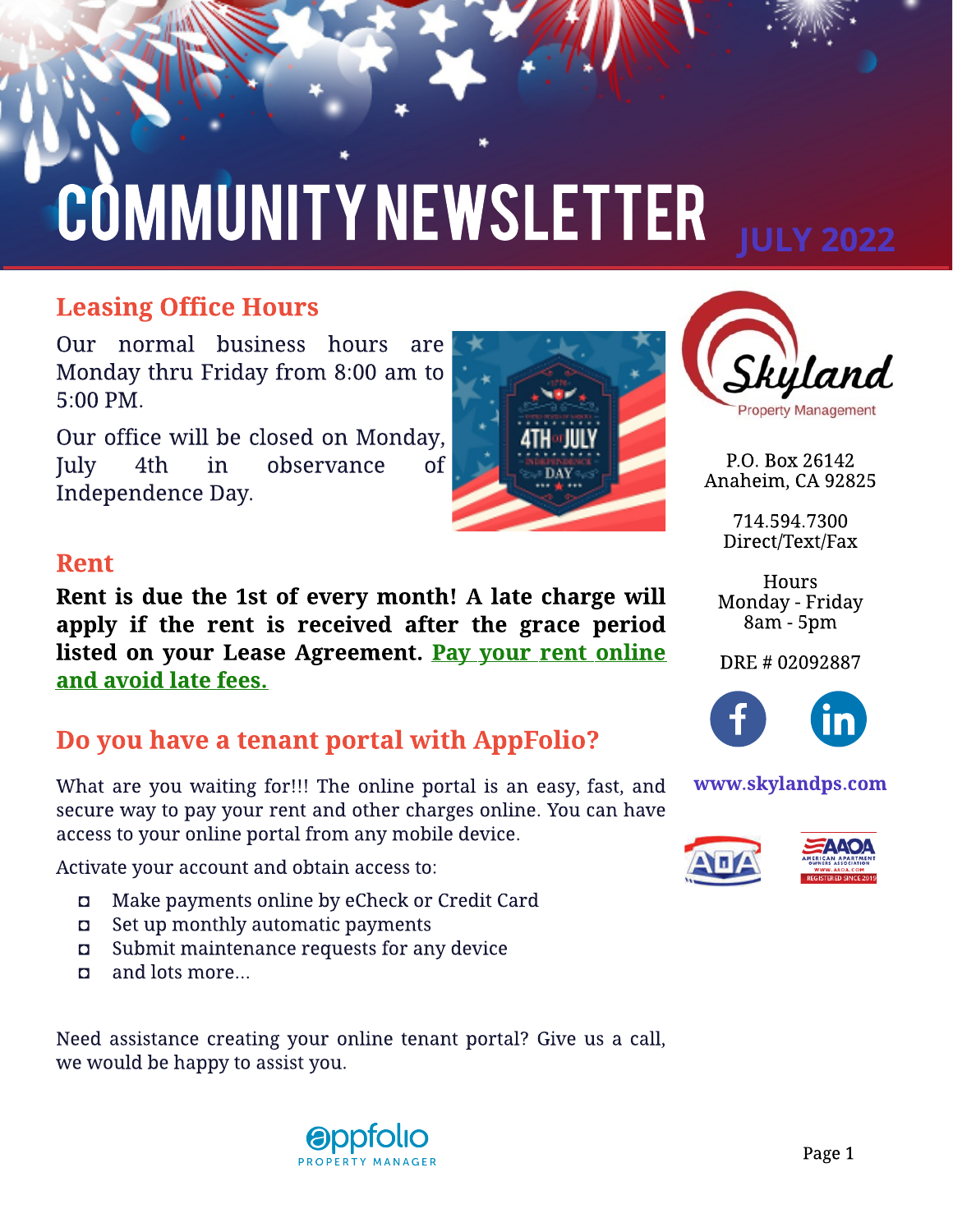# COMMUNITY NEWSLETTER JULY 2022

## Leasing Office Hours

Our normal business hours are Monday thru Friday from 8:00 am to 5:00 PM.

Our office will be closed on Monday, July 4th in observance of Independence Day.

## Rent

**Rent is due the 1st of every month! A late charge will apply if the rent is received after the grace period listed on your Lease Agreement. Pay your rent online and avoid late fees.**

## Do you have a tenant portal with AppFolio?

What are you waiting for!!! The online portal is an easy, fast, and secure way to pay your rent and other charges online. You can have access to your online portal from any mobile device.

Activate your account and obtain access to:

- Make payments online by eCheck or Credit Card
- Set up monthly automatic payments
- Submit maintenance requests for any device
- and lots more...

Need assistance creating your online tenant portal? Give us a call, we would be happy to assist you.

Skyland Property Management

P.O. Box 26142
Anaheim, CA 92825

714.594.7300
Direct/Text/Fax

Hours
Monday - Friday
8am - 5pm

DRE # 02092887

www.skylandps.com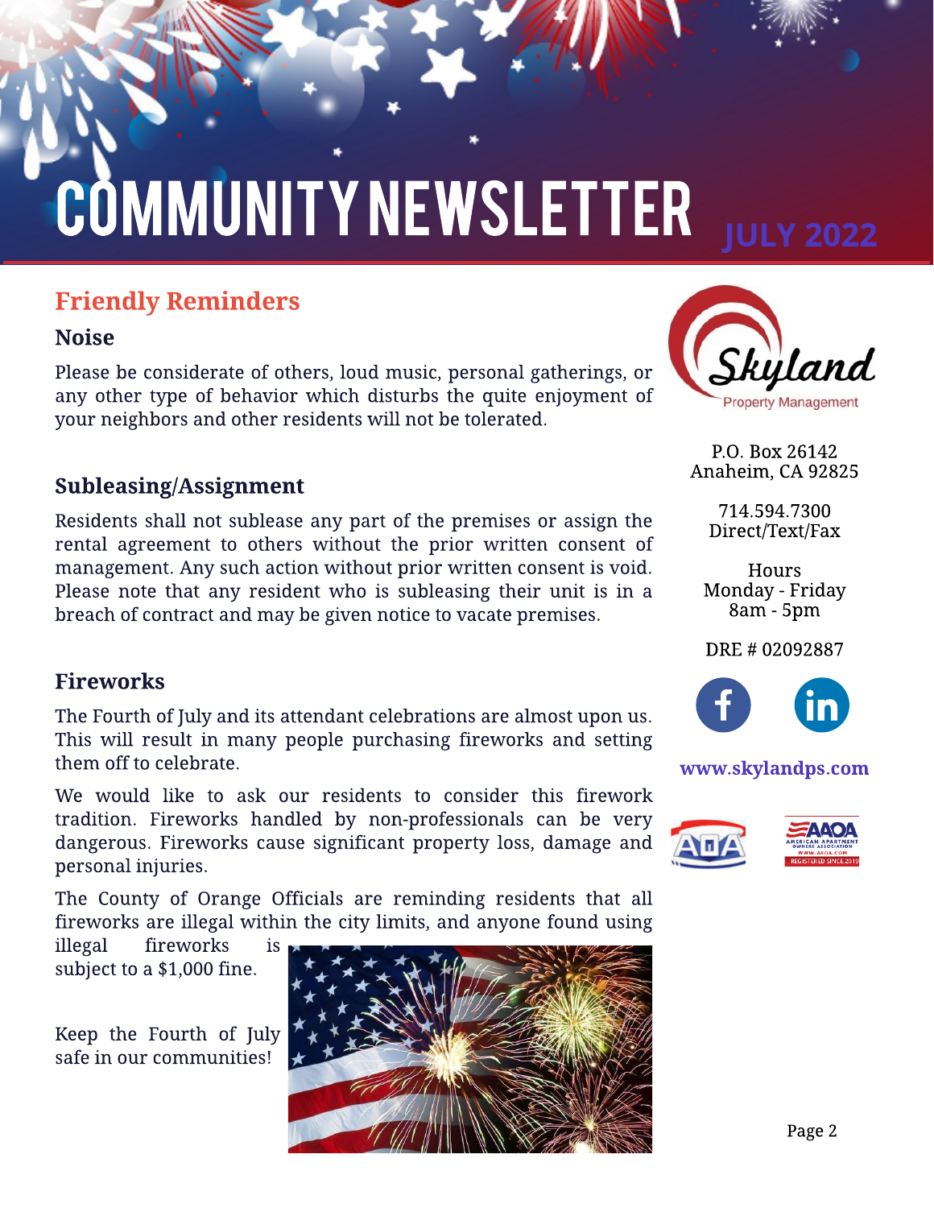# COMMUNITY NEWSLETTER JULY 2022

## Friendly Reminders

### Noise

Please be considerate of others, loud music, personal gatherings, or any other type of behavior which disturbs the quite enjoyment of your neighbors and other residents will not be tolerated.

### Subleasing/Assignment

Residents shall not sublease any part of the premises or assign the rental agreement to others without the prior written consent of management. Any such action without prior written consent is void. Please note that any resident who is subleasing their unit is in a breach of contract and may be given notice to vacate premises.

### Fireworks

The Fourth of July and its attendant celebrations are almost upon us. This will result in many people purchasing fireworks and setting them off to celebrate.

We would like to ask our residents to consider this firework tradition. Fireworks handled by non-professionals can be very dangerous. Fireworks cause significant property loss, damage and personal injuries.

The County of Orange Officials are reminding residents that all fireworks are illegal within the city limits, and anyone found using illegal fireworks is subject to a $1,000 fine.

Keep the Fourth of July safe in our communities!

Skyland Property Management

P.O. Box 26142
Anaheim, CA 92825

714.594.7300
Direct/Text/Fax

Hours
Monday - Friday
8am - 5pm

DRE # 02092887

**www.skylandps.com**